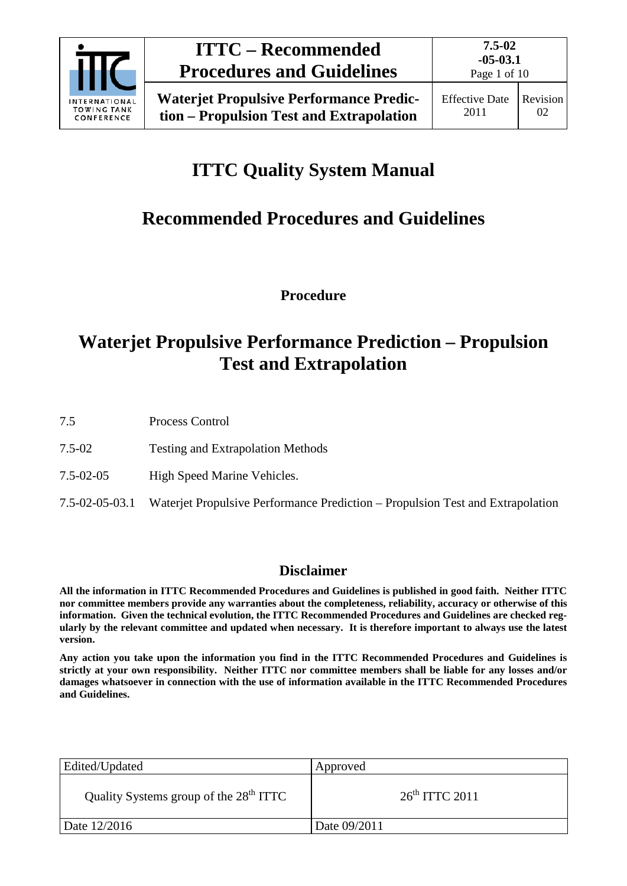# ITTC Quality System Manual

## Recommended Procedures and Guidelines

**Procedure**

# Waterjet Propulsive Performance Prediction – Propulsion Test and Extrapolation

| | |
|---|---|
| 7.5 | Process Control |
| 7.5-02 | Testing and Extrapolation Methods |
| 7.5-02-05 | High Speed Marine Vehicles. |
| 7.5-02-05-03.1 | Waterjet Propulsive Performance Prediction – Propulsion Test and Extrapolation |

## Disclaimer

**All the information in ITTC Recommended Procedures and Guidelines is published in good faith. Neither ITTC nor committee members provide any warranties about the completeness, reliability, accuracy or otherwise of this information. Given the technical evolution, the ITTC Recommended Procedures and Guidelines are checked regularly by the relevant committee and updated when necessary. It is therefore important to always use the latest version.**

**Any action you take upon the information you find in the ITTC Recommended Procedures and Guidelines is strictly at your own responsibility. Neither ITTC nor committee members shall be liable for any losses and/or damages whatsoever in connection with the use of information available in the ITTC Recommended Procedures and Guidelines.**

| Edited/Updated | Approved |
|---|---|
| Quality Systems group of the 28th ITTC | 26th ITTC 2011 |
| Date 12/2016 | Date 09/2011 |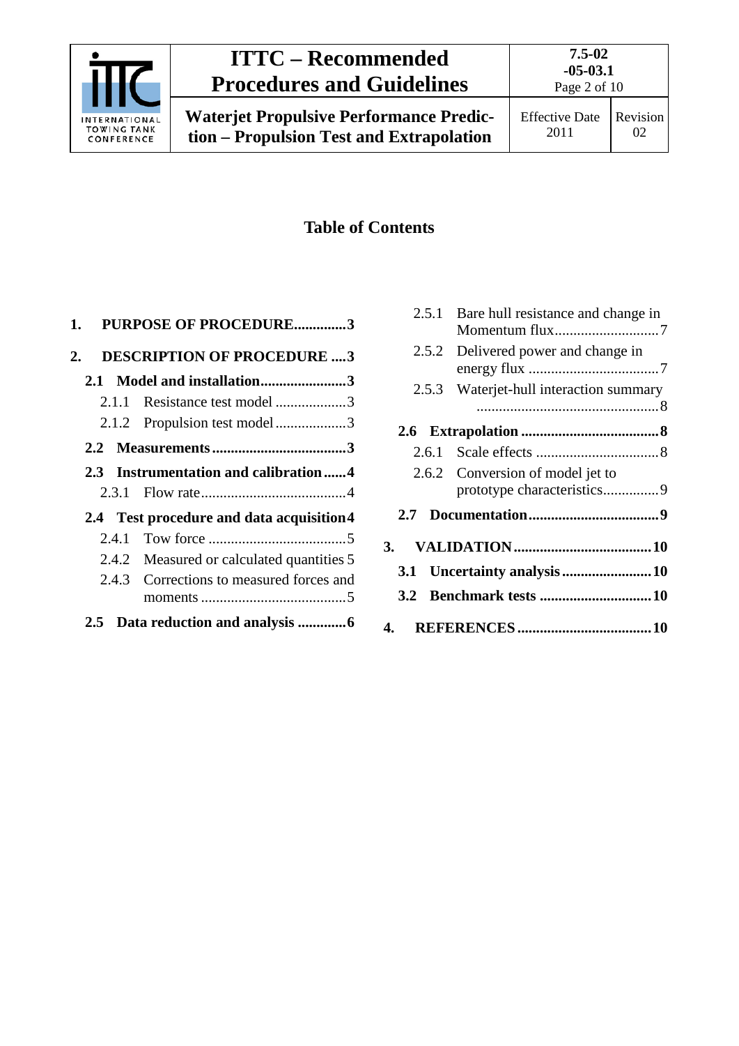## Table of Contents

1. PURPOSE OF PROCEDURE..............3
2. DESCRIPTION OF PROCEDURE ....3
   - 2.1 Model and installation.......................3
     - 2.1.1 Resistance test model ...................3
     - 2.1.2 Propulsion test model ...................3
   - 2.2 Measurements ....................................3
   - 2.3 Instrumentation and calibration ......4
     - 2.3.1 Flow rate.......................................4
   - 2.4 Test procedure and data acquisition 4
     - 2.4.1 Tow force .....................................5
     - 2.4.2 Measured or calculated quantities 5
     - 2.4.3 Corrections to measured forces and moments .......................................5
   - 2.5 Data reduction and analysis .............6
     - 2.5.1 Bare hull resistance and change in Momentum flux............................7
     - 2.5.2 Delivered power and change in energy flux ...................................7
     - 2.5.3 Waterjet-hull interaction summary .................................................8
   - 2.6 Extrapolation .....................................8
     - 2.6.1 Scale effects .................................8
     - 2.6.2 Conversion of model jet to prototype characteristics...............9
   - 2.7 Documentation...................................9
3. VALIDATION.....................................10
   - 3.1 Uncertainty analysis ........................10
   - 3.2 Benchmark tests ..............................10
4. REFERENCES....................................10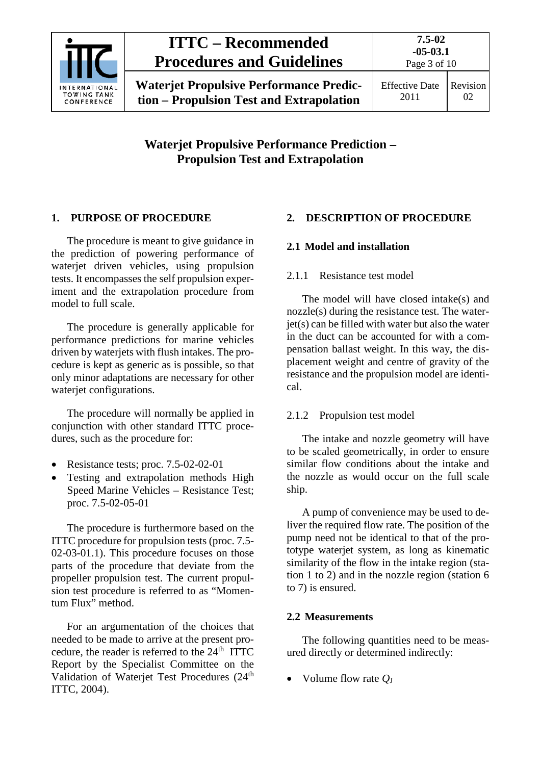# Waterjet Propulsive Performance Prediction – Propulsion Test and Extrapolation

## 1. PURPOSE OF PROCEDURE

The procedure is meant to give guidance in the prediction of powering performance of waterjet driven vehicles, using propulsion tests. It encompasses the self propulsion experiment and the extrapolation procedure from model to full scale.

The procedure is generally applicable for performance predictions for marine vehicles driven by waterjets with flush intakes. The procedure is kept as generic as is possible, so that only minor adaptations are necessary for other waterjet configurations.

The procedure will normally be applied in conjunction with other standard ITTC procedures, such as the procedure for:

- Resistance tests; proc. 7.5-02-02-01
- Testing and extrapolation methods High Speed Marine Vehicles – Resistance Test; proc. 7.5-02-05-01

The procedure is furthermore based on the ITTC procedure for propulsion tests (proc. 7.5-02-03-01.1). This procedure focuses on those parts of the procedure that deviate from the propeller propulsion test. The current propulsion test procedure is referred to as "Momentum Flux" method.

For an argumentation of the choices that needed to be made to arrive at the present procedure, the reader is referred to the 24th ITTC Report by the Specialist Committee on the Validation of Waterjet Test Procedures (24th ITTC, 2004).

## 2. DESCRIPTION OF PROCEDURE

### 2.1 Model and installation

#### 2.1.1 Resistance test model

The model will have closed intake(s) and nozzle(s) during the resistance test. The waterjet(s) can be filled with water but also the water in the duct can be accounted for with a compensation ballast weight. In this way, the displacement weight and centre of gravity of the resistance and the propulsion model are identical.

#### 2.1.2 Propulsion test model

The intake and nozzle geometry will have to be scaled geometrically, in order to ensure similar flow conditions about the intake and the nozzle as would occur on the full scale ship.

A pump of convenience may be used to deliver the required flow rate. The position of the pump need not be identical to that of the prototype waterjet system, as long as kinematic similarity of the flow in the intake region (station 1 to 2) and in the nozzle region (station 6 to 7) is ensured.

### 2.2 Measurements

The following quantities need to be measured directly or determined indirectly:

- Volume flow rate $Q_J$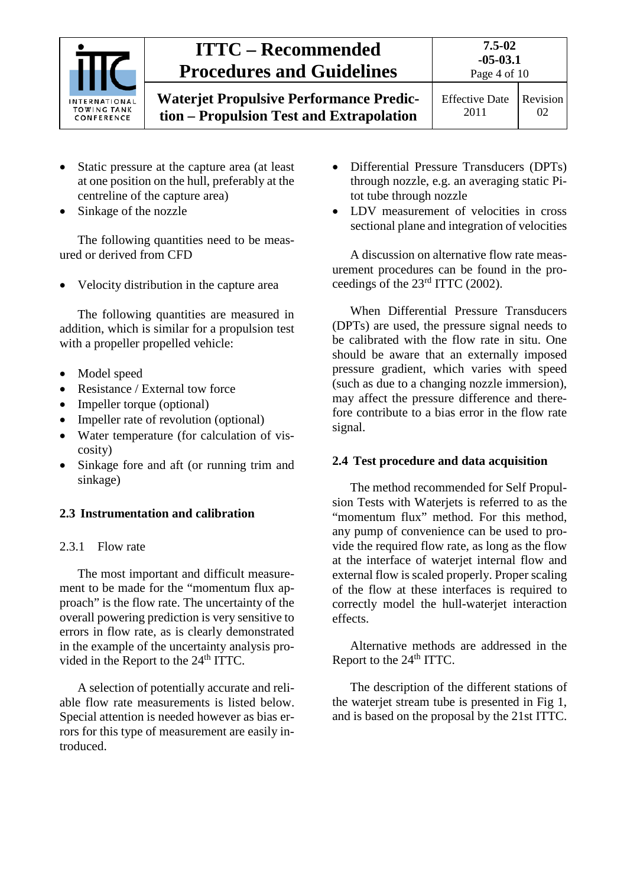- Static pressure at the capture area (at least at one position on the hull, preferably at the centreline of the capture area)
- Sinkage of the nozzle

The following quantities need to be measured or derived from CFD

- Velocity distribution in the capture area

The following quantities are measured in addition, which is similar for a propulsion test with a propeller propelled vehicle:

- Model speed
- Resistance / External tow force
- Impeller torque (optional)
- Impeller rate of revolution (optional)
- Water temperature (for calculation of viscosity)
- Sinkage fore and aft (or running trim and sinkage)

## 2.3 Instrumentation and calibration

### 2.3.1 Flow rate

The most important and difficult measurement to be made for the "momentum flux approach" is the flow rate. The uncertainty of the overall powering prediction is very sensitive to errors in flow rate, as is clearly demonstrated in the example of the uncertainty analysis provided in the Report to the 24th ITTC.

A selection of potentially accurate and reliable flow rate measurements is listed below. Special attention is needed however as bias errors for this type of measurement are easily introduced.

- Differential Pressure Transducers (DPTs) through nozzle, e.g. an averaging static Pitot tube through nozzle
- LDV measurement of velocities in cross sectional plane and integration of velocities

A discussion on alternative flow rate measurement procedures can be found in the proceedings of the 23rd ITTC (2002).

When Differential Pressure Transducers (DPTs) are used, the pressure signal needs to be calibrated with the flow rate in situ. One should be aware that an externally imposed pressure gradient, which varies with speed (such as due to a changing nozzle immersion), may affect the pressure difference and therefore contribute to a bias error in the flow rate signal.

## 2.4 Test procedure and data acquisition

The method recommended for Self Propulsion Tests with Waterjets is referred to as the "momentum flux" method. For this method, any pump of convenience can be used to provide the required flow rate, as long as the flow at the interface of waterjet internal flow and external flow is scaled properly. Proper scaling of the flow at these interfaces is required to correctly model the hull-waterjet interaction effects.

Alternative methods are addressed in the Report to the 24th ITTC.

The description of the different stations of the waterjet stream tube is presented in Fig 1, and is based on the proposal by the 21st ITTC.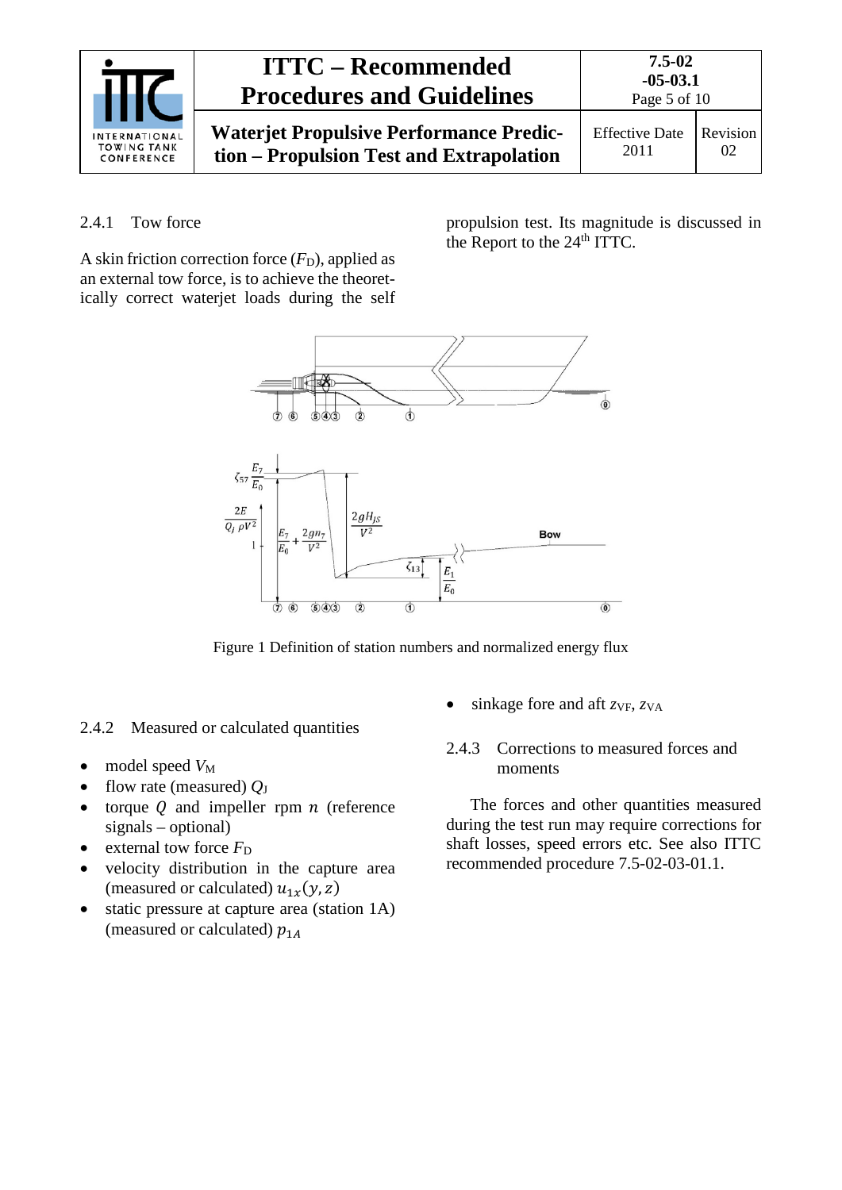### 2.4.1 Tow force

A skin friction correction force ($F_D$), applied as an external tow force, is to achieve the theoretically correct waterjet loads during the self propulsion test. Its magnitude is discussed in the Report to the 24th ITTC.

Figure 1 Definition of station numbers and normalized energy flux

### 2.4.2 Measured or calculated quantities

- model speed $V_M$
- flow rate (measured) $Q_J$
- torque $Q$ and impeller rpm $n$ (reference signals – optional)
- external tow force $F_D$
- velocity distribution in the capture area (measured or calculated) $u_{1x}(y,z)$
- static pressure at capture area (station 1A) (measured or calculated) $p_{1A}$
- sinkage fore and aft $z_{VF}$, $z_{VA}$

### 2.4.3 Corrections to measured forces and moments

The forces and other quantities measured during the test run may require corrections for shaft losses, speed errors etc. See also ITTC recommended procedure 7.5-02-03-01.1.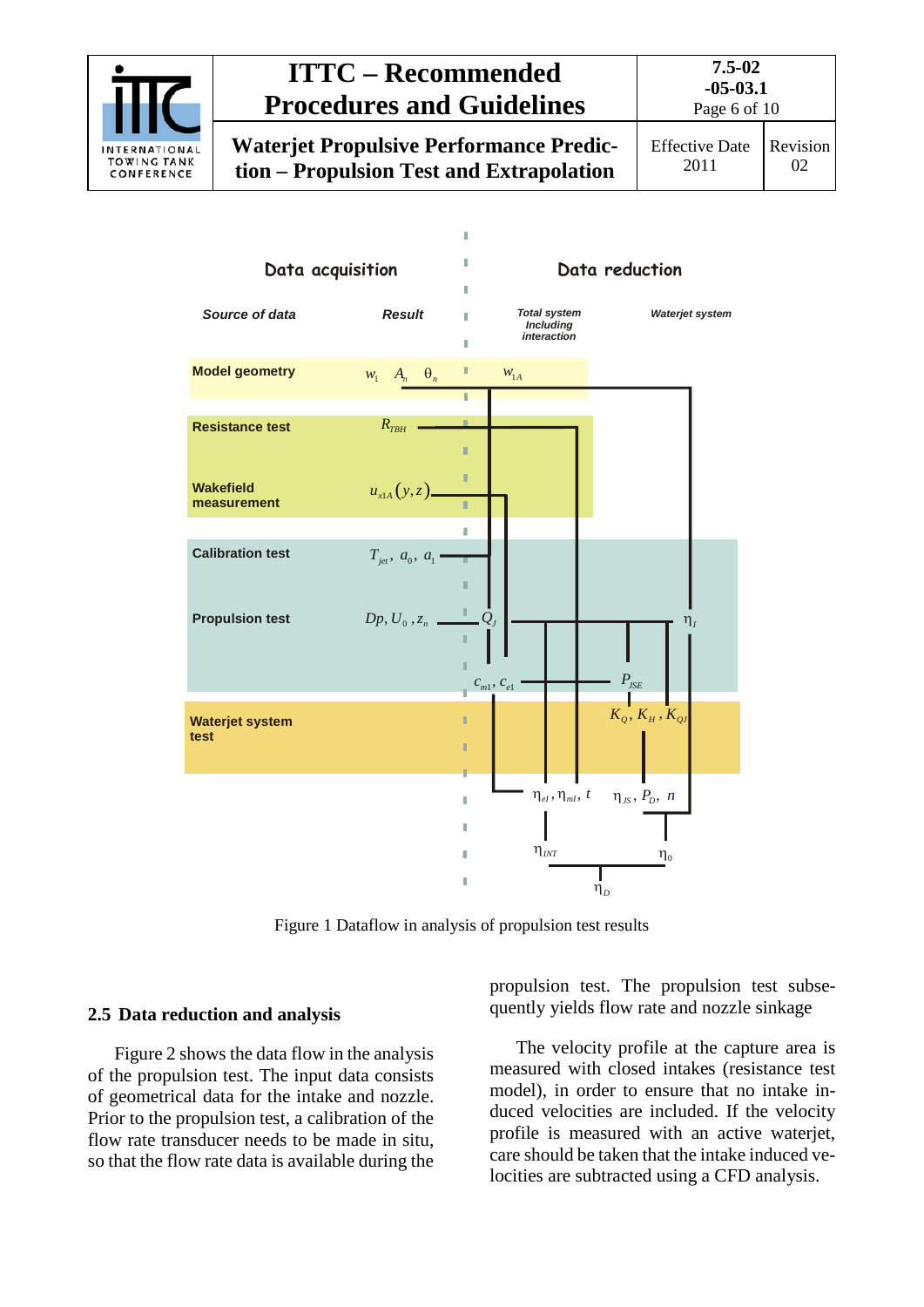Figure 1 Dataflow in analysis of propulsion test results

## 2.5 Data reduction and analysis

Figure 2 shows the data flow in the analysis of the propulsion test. The input data consists of geometrical data for the intake and nozzle. Prior to the propulsion test, a calibration of the flow rate transducer needs to be made in situ, so that the flow rate data is available during the propulsion test. The propulsion test subsequently yields flow rate and nozzle sinkage

The velocity profile at the capture area is measured with closed intakes (resistance test model), in order to ensure that no intake induced velocities are included. If the velocity profile is measured with an active waterjet, care should be taken that the intake induced velocities are subtracted using a CFD analysis.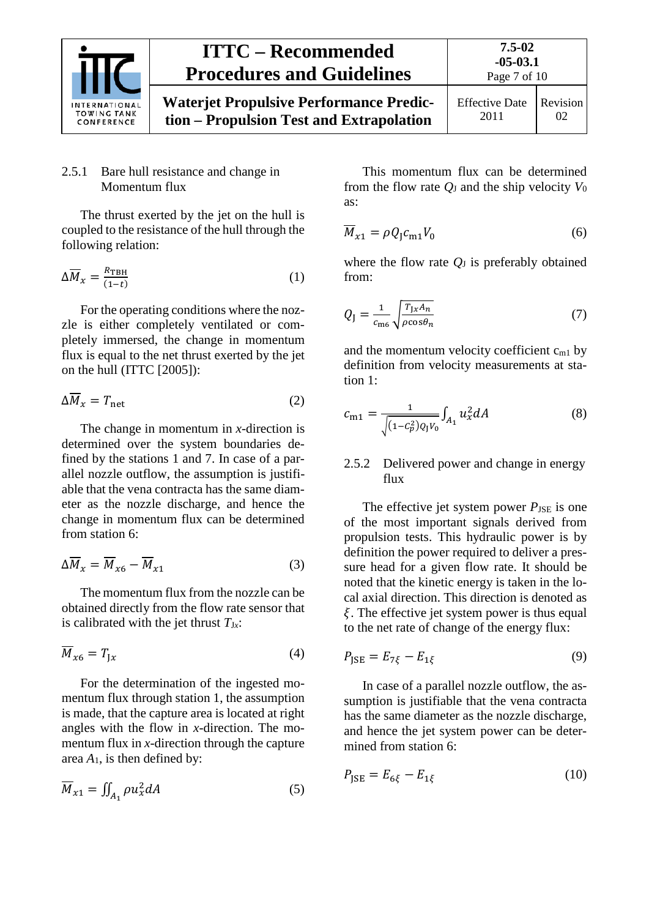### 2.5.1 Bare hull resistance and change in Momentum flux

The thrust exerted by the jet on the hull is coupled to the resistance of the hull through the following relation:

$$\Delta \overline{M}_x = \frac{R_{\mathrm{TBH}}}{(1-t)} \tag{1}$$

For the operating conditions where the nozzle is either completely ventilated or completely immersed, the change in momentum flux is equal to the net thrust exerted by the jet on the hull (ITTC [2005]):

$$\Delta \overline{M}_x = T_{\mathrm{net}} \tag{2}$$

The change in momentum in *x*-direction is determined over the system boundaries defined by the stations 1 and 7. In case of a parallel nozzle outflow, the assumption is justifiable that the vena contracta has the same diameter as the nozzle discharge, and hence the change in momentum flux can be determined from station 6:

$$\Delta \overline{M}_x = \overline{M}_{x6} - \overline{M}_{x1} \tag{3}$$

The momentum flux from the nozzle can be obtained directly from the flow rate sensor that is calibrated with the jet thrust $T_{Jx}$:

$$\overline{M}_{x6} = T_{\mathrm{J}x} \tag{4}$$

For the determination of the ingested momentum flux through station 1, the assumption is made, that the capture area is located at right angles with the flow in *x*-direction. The momentum flux in *x*-direction through the capture area $A_1$, is then defined by:

$$\overline{M}_{x1} = \iint_{A_1} \rho u_x^2 dA \tag{5}$$

This momentum flux can be determined from the flow rate $Q_J$ and the ship velocity $V_0$ as:

$$\overline{M}_{x1} = \rho Q_{\mathrm{J}} c_{\mathrm{m1}} V_0 \tag{6}$$

where the flow rate $Q_J$ is preferably obtained from:

$$Q_{\mathrm{J}} = \frac{1}{c_{\mathrm{m6}}} \sqrt{\frac{T_{\mathrm{J}x} A_n}{\rho \cos\theta_n}} \tag{7}$$

and the momentum velocity coefficient $c_{m1}$ by definition from velocity measurements at station 1:

$$c_{\mathrm{m1}} = \frac{1}{\sqrt{(1-C_p^2) Q_{\mathrm{J}} V_0}} \int_{A_1} u_x^2 dA \tag{8}$$

### 2.5.2 Delivered power and change in energy flux

The effective jet system power $P_{\mathrm{JSE}}$ is one of the most important signals derived from propulsion tests. This hydraulic power is by definition the power required to deliver a pressure head for a given flow rate. It should be noted that the kinetic energy is taken in the local axial direction. This direction is denoted as $\xi$. The effective jet system power is thus equal to the net rate of change of the energy flux:

$$P_{\mathrm{JSE}} = E_{7\xi} - E_{1\xi} \tag{9}$$

In case of a parallel nozzle outflow, the assumption is justifiable that the vena contracta has the same diameter as the nozzle discharge, and hence the jet system power can be determined from station 6:

$$P_{\mathrm{JSE}} = E_{6\xi} - E_{1\xi} \tag{10}$$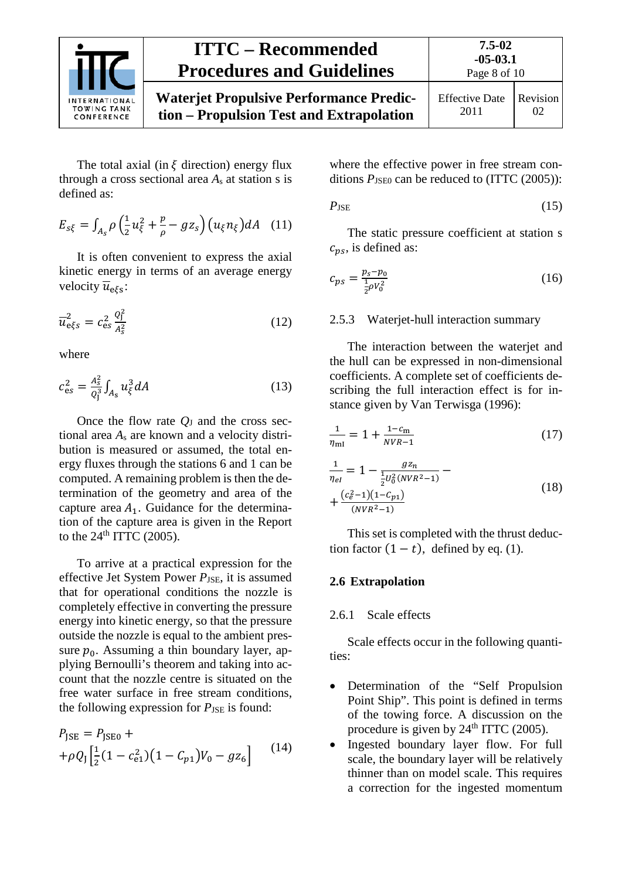The total axial (in $\xi$ direction) energy flux through a cross sectional area $A_s$ at station s is defined as:

$$E_{s\xi} = \int_{A_s} \rho \left(\frac{1}{2} u_\xi^2 + \frac{p}{\rho} - g z_s\right) \left(u_\xi n_\xi\right) dA \quad (11)$$

It is often convenient to express the axial kinetic energy in terms of an average energy velocity $\overline{u}_{e\xi s}$:

$$\overline{u}_{e\xi s}^2 = c_{es}^2 \frac{Q_J^2}{A_s^2} \quad (12)$$

where

$$c_{es}^2 = \frac{A_s^2}{Q_J^3} \int_{A_s} u_\xi^3 dA \quad (13)$$

Once the flow rate $Q_J$ and the cross sectional area $A_s$ are known and a velocity distribution is measured or assumed, the total energy fluxes through the stations 6 and 1 can be computed. A remaining problem is then the determination of the geometry and area of the capture area $A_1$. Guidance for the determination of the capture area is given in the Report to the 24th ITTC (2005).

To arrive at a practical expression for the effective Jet System Power $P_{JSE}$, it is assumed that for operational conditions the nozzle is completely effective in converting the pressure energy into kinetic energy, so that the pressure outside the nozzle is equal to the ambient pressure $p_0$. Assuming a thin boundary layer, applying Bernoulli's theorem and taking into account that the nozzle centre is situated on the free water surface in free stream conditions, the following expression for $P_{JSE}$ is found:

$$P_{JSE} = P_{JSE0} + \rho Q_J \left[\frac{1}{2}(1 - c_{e1}^2)(1 - C_{p1}) V_0 - g z_6\right] \quad (14)$$

where the effective power in free stream conditions $P_{JSE0}$ can be reduced to (ITTC (2005)):

$$P_{JSE} \quad (15)$$

The static pressure coefficient at station s $c_{ps}$, is defined as:

$$c_{ps} = \frac{p_s - p_0}{\frac{1}{2} \rho V_0^2} \quad (16)$$

### 2.5.3 Waterjet-hull interaction summary

The interaction between the waterjet and the hull can be expressed in non-dimensional coefficients. A complete set of coefficients describing the full interaction effect is for instance given by Van Terwisga (1996):

$$\frac{1}{\eta_{mI}} = 1 + \frac{1 - c_m}{NVR - 1} \quad (17)$$

$$\frac{1}{\eta_{eI}} = 1 - \frac{g z_n}{\frac{1}{2} U_0^2 (NVR^2 - 1)} - + \frac{(c_e^2 - 1)(1 - c_{p1})}{(NVR^2 - 1)} \quad (18)$$

This set is completed with the thrust deduction factor $(1 - t)$, defined by eq. (1).

## 2.6 Extrapolation

### 2.6.1 Scale effects

Scale effects occur in the following quantities:

- Determination of the "Self Propulsion Point Ship". This point is defined in terms of the towing force. A discussion on the procedure is given by 24th ITTC (2005).
- Ingested boundary layer flow. For full scale, the boundary layer will be relatively thinner than on model scale. This requires a correction for the ingested momentum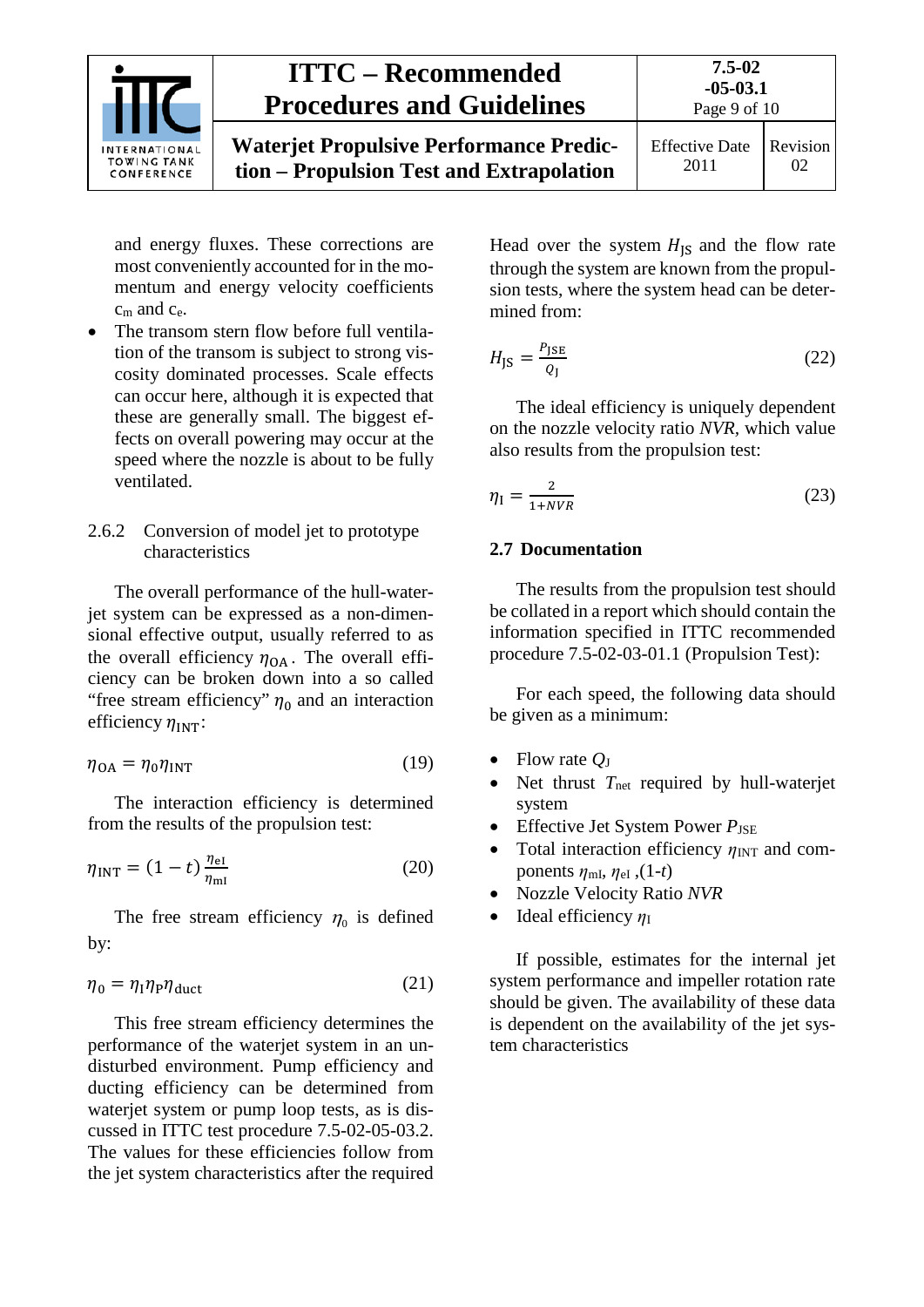and energy fluxes. These corrections are most conveniently accounted for in the momentum and energy velocity coefficients $c_m$ and $c_e$.

- The transom stern flow before full ventilation of the transom is subject to strong viscosity dominated processes. Scale effects can occur here, although it is expected that these are generally small. The biggest effects on overall powering may occur at the speed where the nozzle is about to be fully ventilated.

#### 2.6.2 Conversion of model jet to prototype characteristics

The overall performance of the hull-waterjet system can be expressed as a non-dimensional effective output, usually referred to as the overall efficiency $\eta_{OA}$. The overall efficiency can be broken down into a so called "free stream efficiency" $\eta_0$ and an interaction efficiency $\eta_{INT}$:

$$\eta_{OA} = \eta_0 \eta_{INT} \tag{19}$$

The interaction efficiency is determined from the results of the propulsion test:

$$\eta_{INT} = (1-t)\frac{\eta_{eI}}{\eta_{mI}} \tag{20}$$

The free stream efficiency $\eta_0$ is defined by:

$$\eta_0 = \eta_I \eta_P \eta_{duct} \tag{21}$$

This free stream efficiency determines the performance of the waterjet system in an undisturbed environment. Pump efficiency and ducting efficiency can be determined from waterjet system or pump loop tests, as is discussed in ITTC test procedure 7.5-02-05-03.2. The values for these efficiencies follow from the jet system characteristics after the required Head over the system $H_{JS}$ and the flow rate through the system are known from the propulsion tests, where the system head can be determined from:

$$H_{JS} = \frac{P_{JSE}}{Q_J} \tag{22}$$

The ideal efficiency is uniquely dependent on the nozzle velocity ratio *NVR*, which value also results from the propulsion test:

$$\eta_I = \frac{2}{1+NVR} \tag{23}$$

### 2.7 Documentation

The results from the propulsion test should be collated in a report which should contain the information specified in ITTC recommended procedure 7.5-02-03-01.1 (Propulsion Test):

For each speed, the following data should be given as a minimum:

- Flow rate $Q_J$
- Net thrust $T_{net}$ required by hull-waterjet system
- Effective Jet System Power $P_{JSE}$
- Total interaction efficiency $\eta_{INT}$ and components $\eta_{mI}$, $\eta_{eI}$ ,$(1-t)$
- Nozzle Velocity Ratio *NVR*
- Ideal efficiency $\eta_I$

If possible, estimates for the internal jet system performance and impeller rotation rate should be given. The availability of these data is dependent on the availability of the jet system characteristics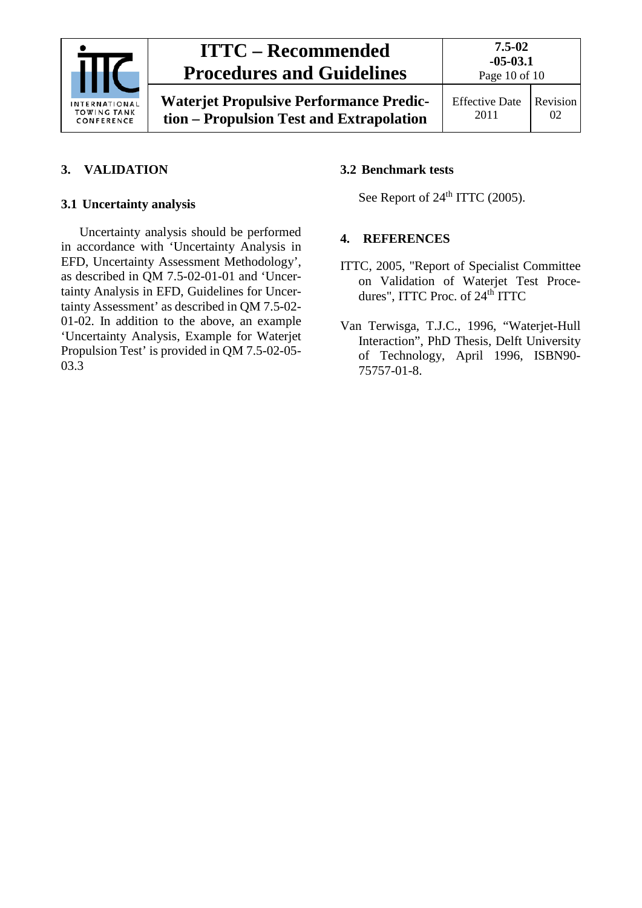## 3. VALIDATION

### 3.1 Uncertainty analysis

Uncertainty analysis should be performed in accordance with 'Uncertainty Analysis in EFD, Uncertainty Assessment Methodology', as described in QM 7.5-02-01-01 and 'Uncertainty Analysis in EFD, Guidelines for Uncertainty Assessment' as described in QM 7.5-02-01-02. In addition to the above, an example 'Uncertainty Analysis, Example for Waterjet Propulsion Test' is provided in QM 7.5-02-05-03.3

### 3.2 Benchmark tests

See Report of 24th ITTC (2005).

## 4. REFERENCES

ITTC, 2005, "Report of Specialist Committee on Validation of Waterjet Test Procedures", ITTC Proc. of 24th ITTC

Van Terwisga, T.J.C., 1996, "Waterjet-Hull Interaction", PhD Thesis, Delft University of Technology, April 1996, ISBN90-75757-01-8.